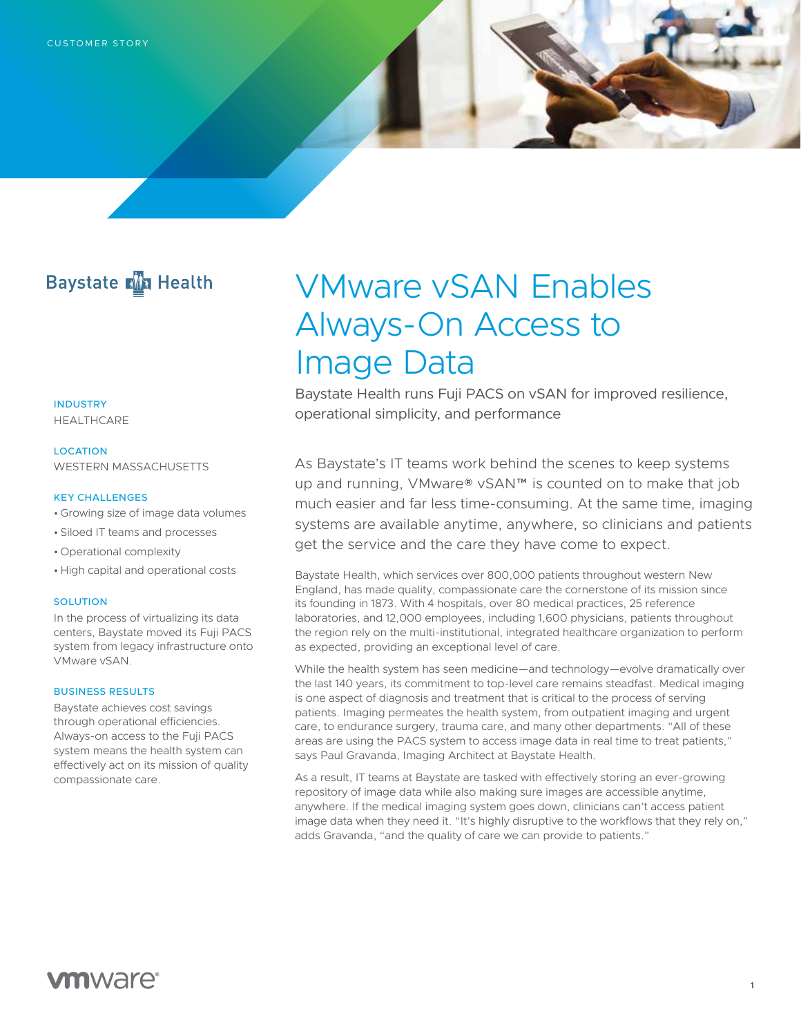CUSTOMER STORY

Baystate Health

# VMware vSAN Enables Always-On Access to Image Data

Baystate Health runs Fuji PACS on vSAN for improved resilience, operational simplicity, and performance

**INDUSTRY**
HEALTHCARE

**LOCATION**
WESTERN MASSACHUSETTS

**KEY CHALLENGES**

- Growing size of image data volumes
- Siloed IT teams and processes
- Operational complexity
- High capital and operational costs

**SOLUTION**

In the process of virtualizing its data centers, Baystate moved its Fuji PACS system from legacy infrastructure onto VMware vSAN.

**BUSINESS RESULTS**

Baystate achieves cost savings through operational efficiencies. Always-on access to the Fuji PACS system means the health system can effectively act on its mission of quality compassionate care.

As Baystate's IT teams work behind the scenes to keep systems up and running, VMware® vSAN™ is counted on to make that job much easier and far less time-consuming. At the same time, imaging systems are available anytime, anywhere, so clinicians and patients get the service and the care they have come to expect.

Baystate Health, which services over 800,000 patients throughout western New England, has made quality, compassionate care the cornerstone of its mission since its founding in 1873. With 4 hospitals, over 80 medical practices, 25 reference laboratories, and 12,000 employees, including 1,600 physicians, patients throughout the region rely on the multi-institutional, integrated healthcare organization to perform as expected, providing an exceptional level of care.

While the health system has seen medicine—and technology—evolve dramatically over the last 140 years, its commitment to top-level care remains steadfast. Medical imaging is one aspect of diagnosis and treatment that is critical to the process of serving patients. Imaging permeates the health system, from outpatient imaging and urgent care, to endurance surgery, trauma care, and many other departments. "All of these areas are using the PACS system to access image data in real time to treat patients," says Paul Gravanda, Imaging Architect at Baystate Health.

As a result, IT teams at Baystate are tasked with effectively storing an ever-growing repository of image data while also making sure images are accessible anytime, anywhere. If the medical imaging system goes down, clinicians can't access patient image data when they need it. "It's highly disruptive to the workflows that they rely on," adds Gravanda, "and the quality of care we can provide to patients."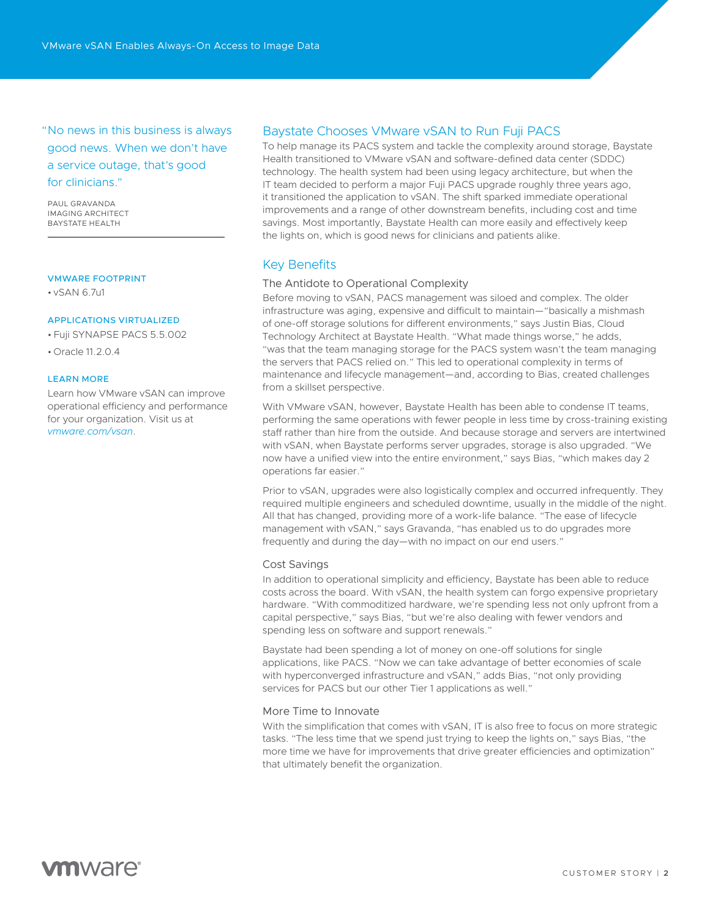> "No news in this business is always good news. When we don't have a service outage, that's good for clinicians."
>
> PAUL GRAVANDA
> IMAGING ARCHITECT
> BAYSTATE HEALTH

**VMWARE FOOTPRINT**

- vSAN 6.7u1

**APPLICATIONS VIRTUALIZED**

- Fuji SYNAPSE PACS 5.5.002
- Oracle 11.2.0.4

**LEARN MORE**

Learn how VMware vSAN can improve operational efficiency and performance for your organization. Visit us at *vmware.com/vsan*.

## Baystate Chooses VMware vSAN to Run Fuji PACS

To help manage its PACS system and tackle the complexity around storage, Baystate Health transitioned to VMware vSAN and software-defined data center (SDDC) technology. The health system had been using legacy architecture, but when the IT team decided to perform a major Fuji PACS upgrade roughly three years ago, it transitioned the application to vSAN. The shift sparked immediate operational improvements and a range of other downstream benefits, including cost and time savings. Most importantly, Baystate Health can more easily and effectively keep the lights on, which is good news for clinicians and patients alike.

## Key Benefits

### The Antidote to Operational Complexity

Before moving to vSAN, PACS management was siloed and complex. The older infrastructure was aging, expensive and difficult to maintain—"basically a mishmash of one-off storage solutions for different environments," says Justin Bias, Cloud Technology Architect at Baystate Health. "What made things worse," he adds, "was that the team managing storage for the PACS system wasn't the team managing the servers that PACS relied on." This led to operational complexity in terms of maintenance and lifecycle management—and, according to Bias, created challenges from a skillset perspective.

With VMware vSAN, however, Baystate Health has been able to condense IT teams, performing the same operations with fewer people in less time by cross-training existing staff rather than hire from the outside. And because storage and servers are intertwined with vSAN, when Baystate performs server upgrades, storage is also upgraded. "We now have a unified view into the entire environment," says Bias, "which makes day 2 operations far easier."

Prior to vSAN, upgrades were also logistically complex and occurred infrequently. They required multiple engineers and scheduled downtime, usually in the middle of the night. All that has changed, providing more of a work-life balance. "The ease of lifecycle management with vSAN," says Gravanda, "has enabled us to do upgrades more frequently and during the day—with no impact on our end users."

### Cost Savings

In addition to operational simplicity and efficiency, Baystate has been able to reduce costs across the board. With vSAN, the health system can forgo expensive proprietary hardware. "With commoditized hardware, we're spending less not only upfront from a capital perspective," says Bias, "but we're also dealing with fewer vendors and spending less on software and support renewals."

Baystate had been spending a lot of money on one-off solutions for single applications, like PACS. "Now we can take advantage of better economies of scale with hyperconverged infrastructure and vSAN," adds Bias, "not only providing services for PACS but our other Tier 1 applications as well."

### More Time to Innovate

With the simplification that comes with vSAN, IT is also free to focus on more strategic tasks. "The less time that we spend just trying to keep the lights on," says Bias, "the more time we have for improvements that drive greater efficiencies and optimization" that ultimately benefit the organization.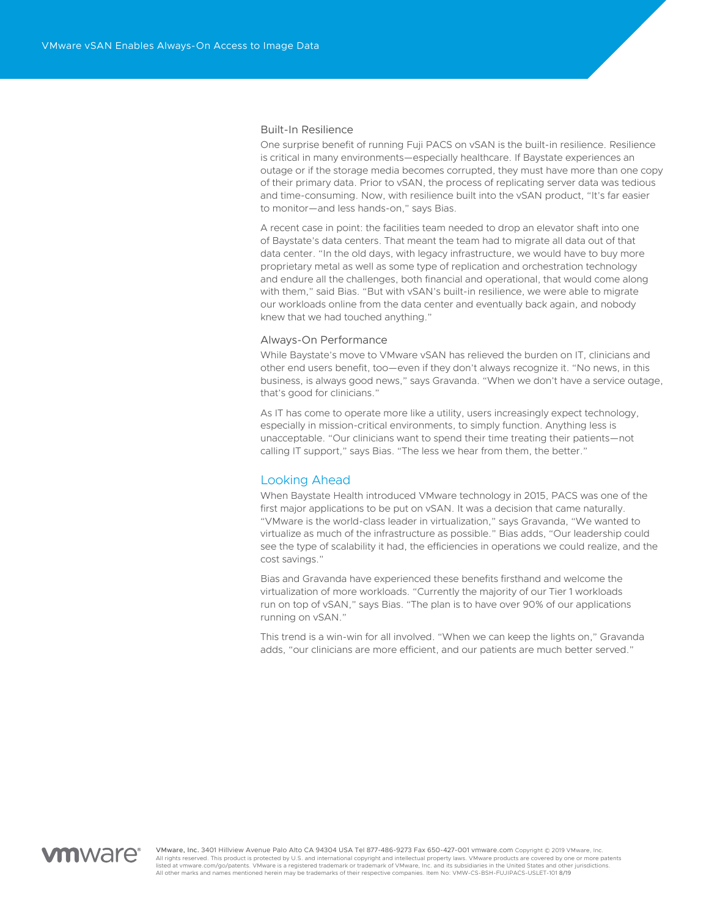### Built-In Resilience

One surprise benefit of running Fuji PACS on vSAN is the built-in resilience. Resilience is critical in many environments—especially healthcare. If Baystate experiences an outage or if the storage media becomes corrupted, they must have more than one copy of their primary data. Prior to vSAN, the process of replicating server data was tedious and time-consuming. Now, with resilience built into the vSAN product, "It's far easier to monitor—and less hands-on," says Bias.

A recent case in point: the facilities team needed to drop an elevator shaft into one of Baystate's data centers. That meant the team had to migrate all data out of that data center. "In the old days, with legacy infrastructure, we would have to buy more proprietary metal as well as some type of replication and orchestration technology and endure all the challenges, both financial and operational, that would come along with them," said Bias. "But with vSAN's built-in resilience, we were able to migrate our workloads online from the data center and eventually back again, and nobody knew that we had touched anything."

### Always-On Performance

While Baystate's move to VMware vSAN has relieved the burden on IT, clinicians and other end users benefit, too—even if they don't always recognize it. "No news, in this business, is always good news," says Gravanda. "When we don't have a service outage, that's good for clinicians."

As IT has come to operate more like a utility, users increasingly expect technology, especially in mission-critical environments, to simply function. Anything less is unacceptable. "Our clinicians want to spend their time treating their patients—not calling IT support," says Bias. "The less we hear from them, the better."

## Looking Ahead

When Baystate Health introduced VMware technology in 2015, PACS was one of the first major applications to be put on vSAN. It was a decision that came naturally. "VMware is the world-class leader in virtualization," says Gravanda, "We wanted to virtualize as much of the infrastructure as possible." Bias adds, "Our leadership could see the type of scalability it had, the efficiencies in operations we could realize, and the cost savings."

Bias and Gravanda have experienced these benefits firsthand and welcome the virtualization of more workloads. "Currently the majority of our Tier 1 workloads run on top of vSAN," says Bias. "The plan is to have over 90% of our applications running on vSAN."

This trend is a win-win for all involved. "When we can keep the lights on," Gravanda adds, "our clinicians are more efficient, and our patients are much better served."

**VMware, Inc.** 3401 Hillview Avenue Palo Alto CA 94304 USA Tel 877-486-9273 Fax 650-427-001 vmware.com Copyright © 2019 VMware, Inc. All rights reserved. This product is protected by U.S. and international copyright and intellectual property laws. VMware products are covered by one or more patents listed at vmware.com/go/patents. VMware is a registered trademark or trademark of VMware, Inc. and its subsidiaries in the United States and other jurisdictions. All other marks and names mentioned herein may be trademarks of their respective companies. Item No: VMW-CS-BSH-FUJIPACS-USLET-101 8/19